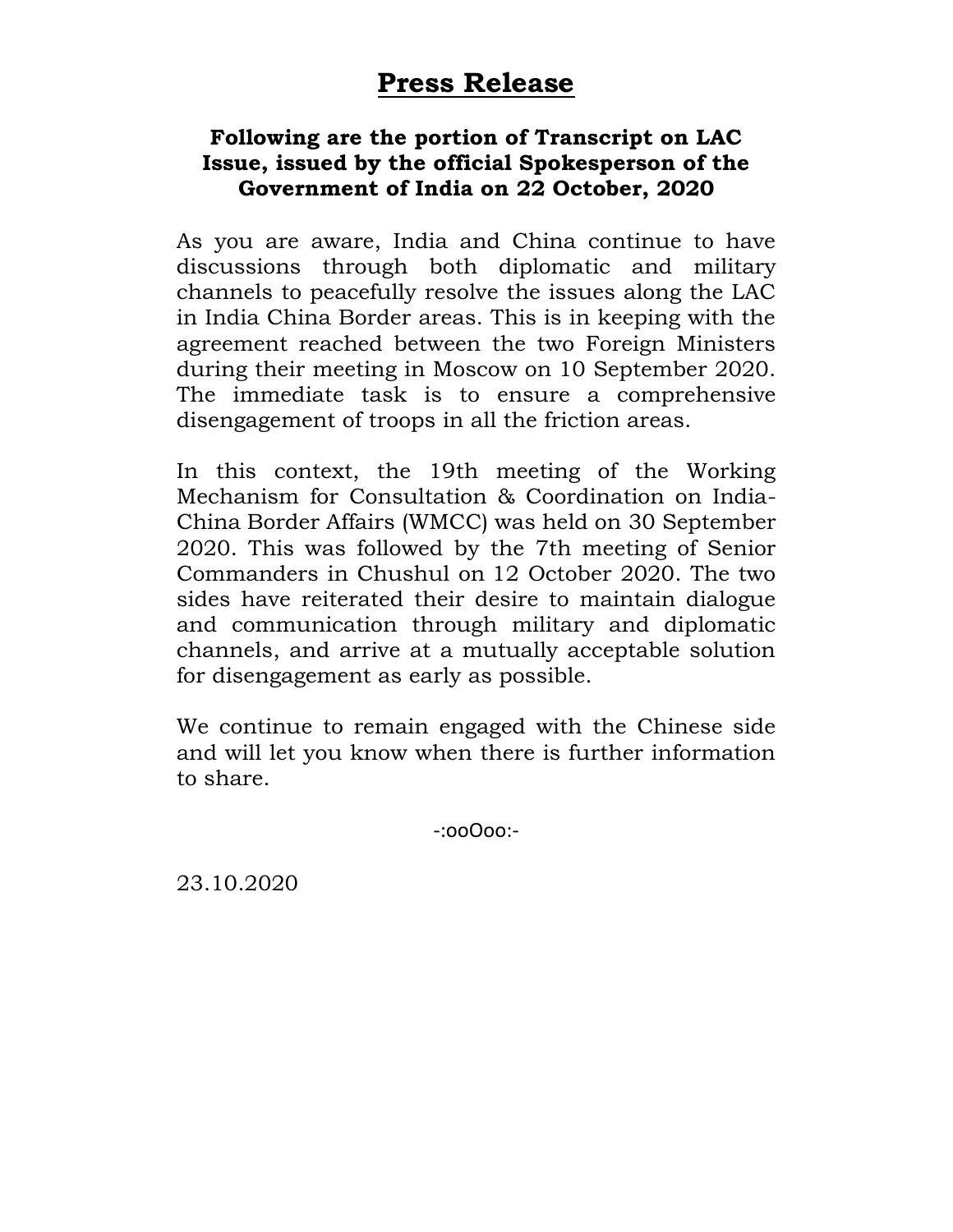# Press Release

**Following are the portion of Transcript on LAC Issue, issued by the official Spokesperson of the Government of India on 22 October, 2020**

As you are aware, India and China continue to have discussions through both diplomatic and military channels to peacefully resolve the issues along the LAC in India China Border areas. This is in keeping with the agreement reached between the two Foreign Ministers during their meeting in Moscow on 10 September 2020. The immediate task is to ensure a comprehensive disengagement of troops in all the friction areas.

In this context, the 19th meeting of the Working Mechanism for Consultation & Coordination on India-China Border Affairs (WMCC) was held on 30 September 2020. This was followed by the 7th meeting of Senior Commanders in Chushul on 12 October 2020. The two sides have reiterated their desire to maintain dialogue and communication through military and diplomatic channels, and arrive at a mutually acceptable solution for disengagement as early as possible.

We continue to remain engaged with the Chinese side and will let you know when there is further information to share.

-:ooOoo:-

23.10.2020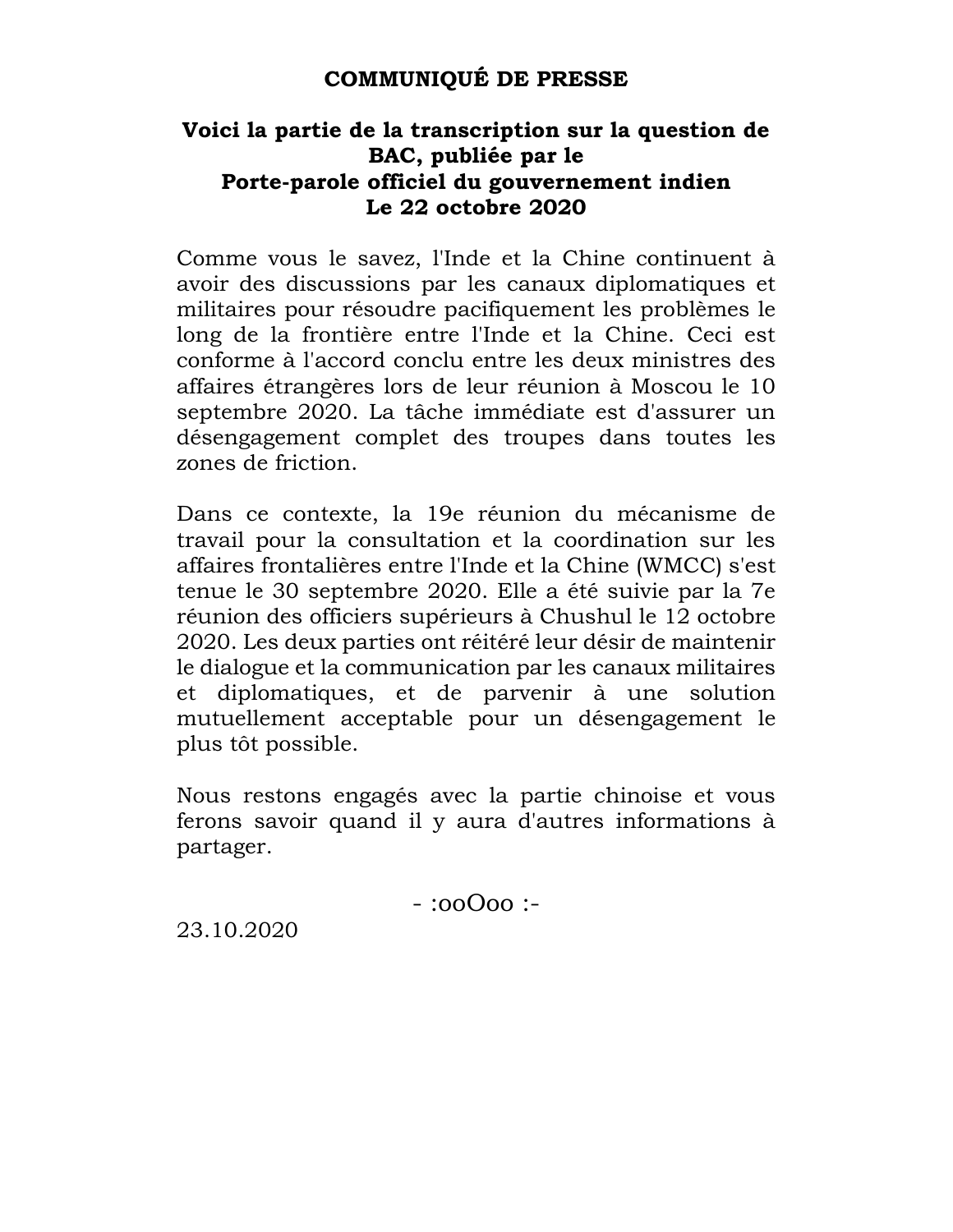**COMMUNIQUÉ DE PRESSE**

**Voici la partie de la transcription sur la question de BAC, publiée par le Porte-parole officiel du gouvernement indien Le 22 octobre 2020**

Comme vous le savez, l'Inde et la Chine continuent à avoir des discussions par les canaux diplomatiques et militaires pour résoudre pacifiquement les problèmes le long de la frontière entre l'Inde et la Chine. Ceci est conforme à l'accord conclu entre les deux ministres des affaires étrangères lors de leur réunion à Moscou le 10 septembre 2020. La tâche immédiate est d'assurer un désengagement complet des troupes dans toutes les zones de friction.

Dans ce contexte, la 19e réunion du mécanisme de travail pour la consultation et la coordination sur les affaires frontalières entre l'Inde et la Chine (WMCC) s'est tenue le 30 septembre 2020. Elle a été suivie par la 7e réunion des officiers supérieurs à Chushul le 12 octobre 2020. Les deux parties ont réitéré leur désir de maintenir le dialogue et la communication par les canaux militaires et diplomatiques, et de parvenir à une solution mutuellement acceptable pour un désengagement le plus tôt possible.

Nous restons engagés avec la partie chinoise et vous ferons savoir quand il y aura d'autres informations à partager.

- :ooOoo :-

23.10.2020